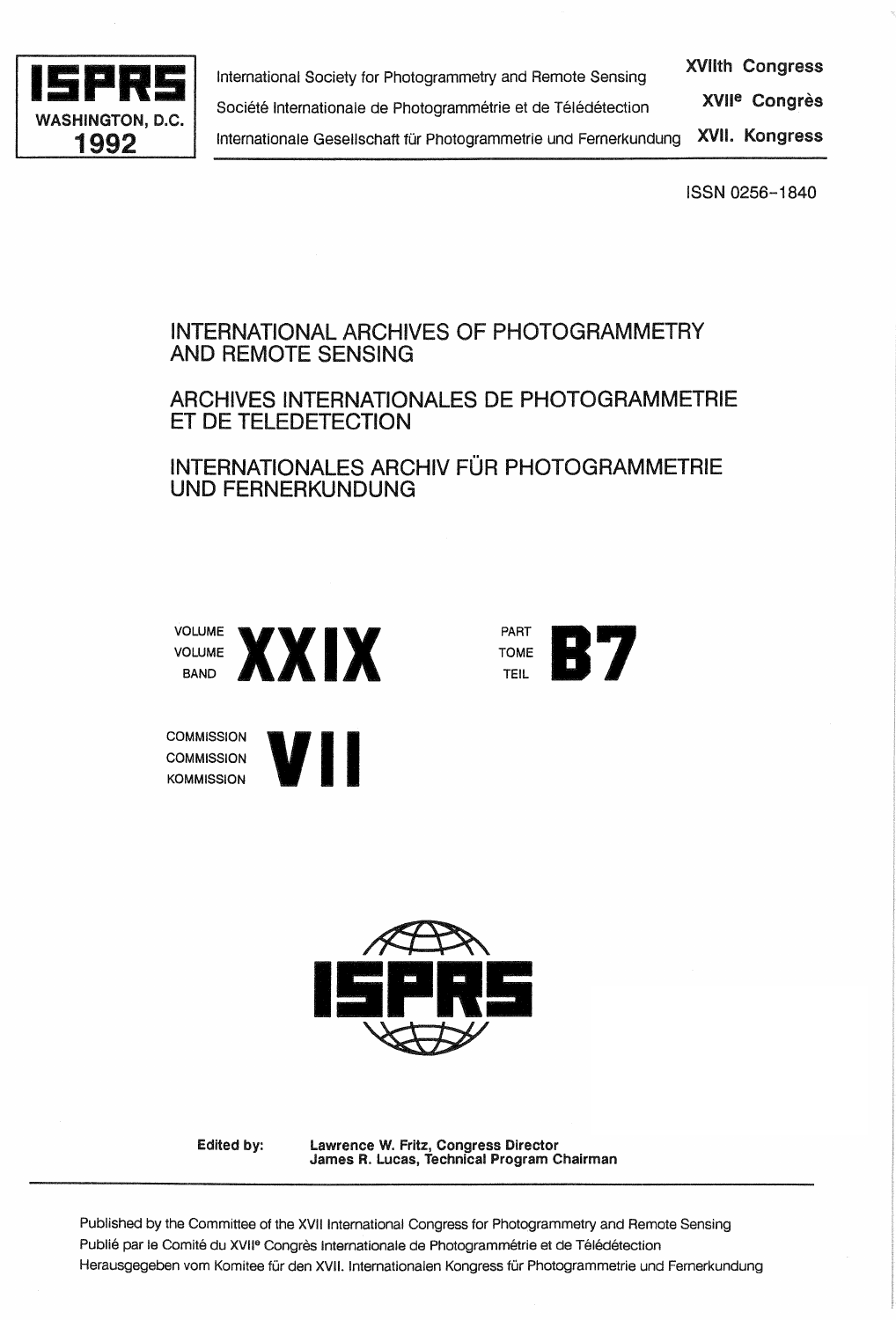**ISPRS**
**WASHINGTON, D.C.**
**1992**

International Society for Photogrammetry and Remote Sensing — **XVIIth Congress**

Société Internationale de Photogrammétrie et de Télédétection — **XVII[e] Congrès**

Internationale Gesellschaft für Photogrammetrie und Fernerkundung — **XVII. Kongress**

ISSN 0256-1840

# INTERNATIONAL ARCHIVES OF PHOTOGRAMMETRY AND REMOTE SENSING

# ARCHIVES INTERNATIONALES DE PHOTOGRAMMETRIE ET DE TELEDETECTION

# INTERNATIONALES ARCHIV FÜR PHOTOGRAMMETRIE UND FERNERKUNDUNG

VOLUME / VOLUME / BAND **XXIX**

PART / TOME / TEIL **B7**

COMMISSION / COMMISSION / KOMMISSION **VII**

**ISPRS**

**Edited by:** **Lawrence W. Fritz, Congress Director**
**James R. Lucas, Technical Program Chairman**

Published by the Committee of the XVII International Congress for Photogrammetry and Remote Sensing
Publié par le Comité du XVII[e] Congrès Internationale de Photogrammétrie et de Télédétection
Herausgegeben vom Komitee für den XVII. Internationalen Kongress für Photogrammetrie und Fernerkundung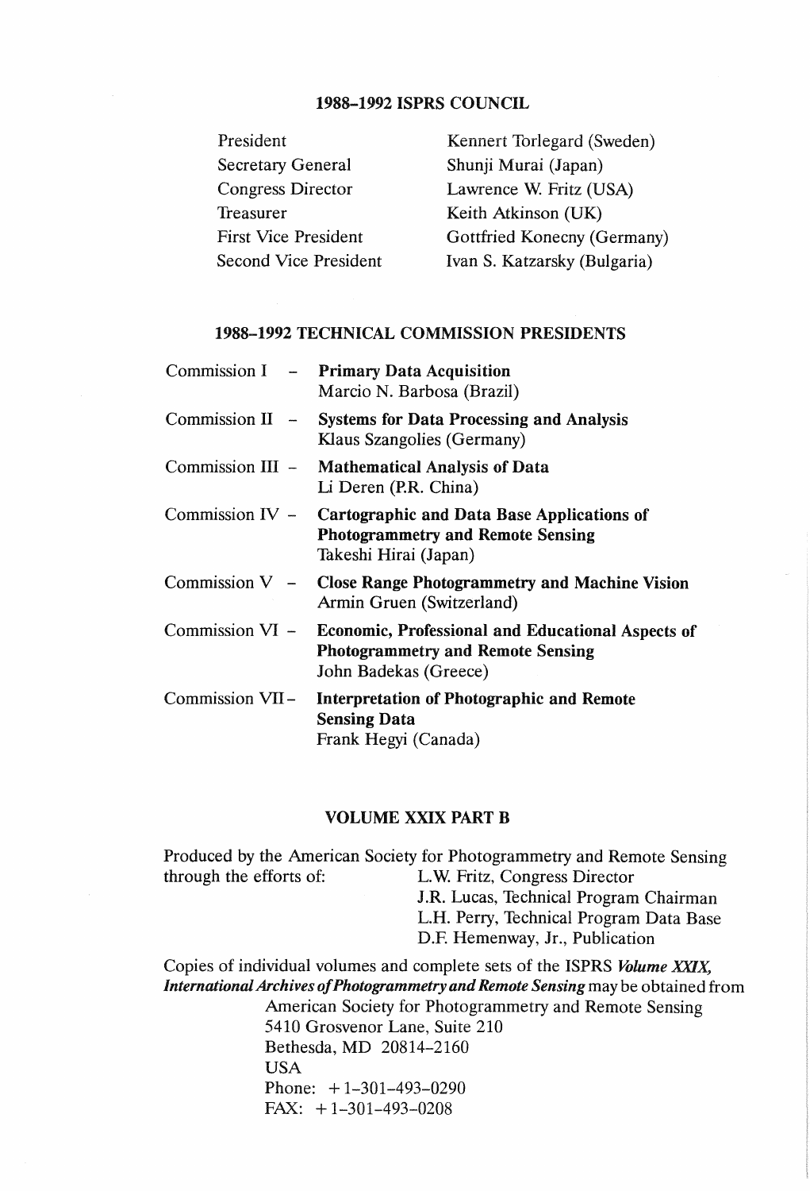## 1988–1992 ISPRS COUNCIL

| | |
|---|---|
| President | Kennert Torlegard (Sweden) |
| Secretary General | Shunji Murai (Japan) |
| Congress Director | Lawrence W. Fritz (USA) |
| Treasurer | Keith Atkinson (UK) |
| First Vice President | Gottfried Konecny (Germany) |
| Second Vice President | Ivan S. Katzarsky (Bulgaria) |

## 1988–1992 TECHNICAL COMMISSION PRESIDENTS

Commission I – **Primary Data Acquisition**
Marcio N. Barbosa (Brazil)

Commission II – **Systems for Data Processing and Analysis**
Klaus Szangolies (Germany)

Commission III – **Mathematical Analysis of Data**
Li Deren (P.R. China)

Commission IV – **Cartographic and Data Base Applications of Photogrammetry and Remote Sensing**
Takeshi Hirai (Japan)

Commission V – **Close Range Photogrammetry and Machine Vision**
Armin Gruen (Switzerland)

Commission VI – **Economic, Professional and Educational Aspects of Photogrammetry and Remote Sensing**
John Badekas (Greece)

Commission VII – **Interpretation of Photographic and Remote Sensing Data**
Frank Hegyi (Canada)

## VOLUME XXIX PART B

Produced by the American Society for Photogrammetry and Remote Sensing through the efforts of:
L.W. Fritz, Congress Director
J.R. Lucas, Technical Program Chairman
L.H. Perry, Technical Program Data Base
D.F. Hemenway, Jr., Publication

Copies of individual volumes and complete sets of the ISPRS ***Volume XXIX, International Archives of Photogrammetry and Remote Sensing*** may be obtained from

American Society for Photogrammetry and Remote Sensing
5410 Grosvenor Lane, Suite 210
Bethesda, MD 20814–2160
USA
Phone: +1-301-493-0290
FAX: +1-301-493-0208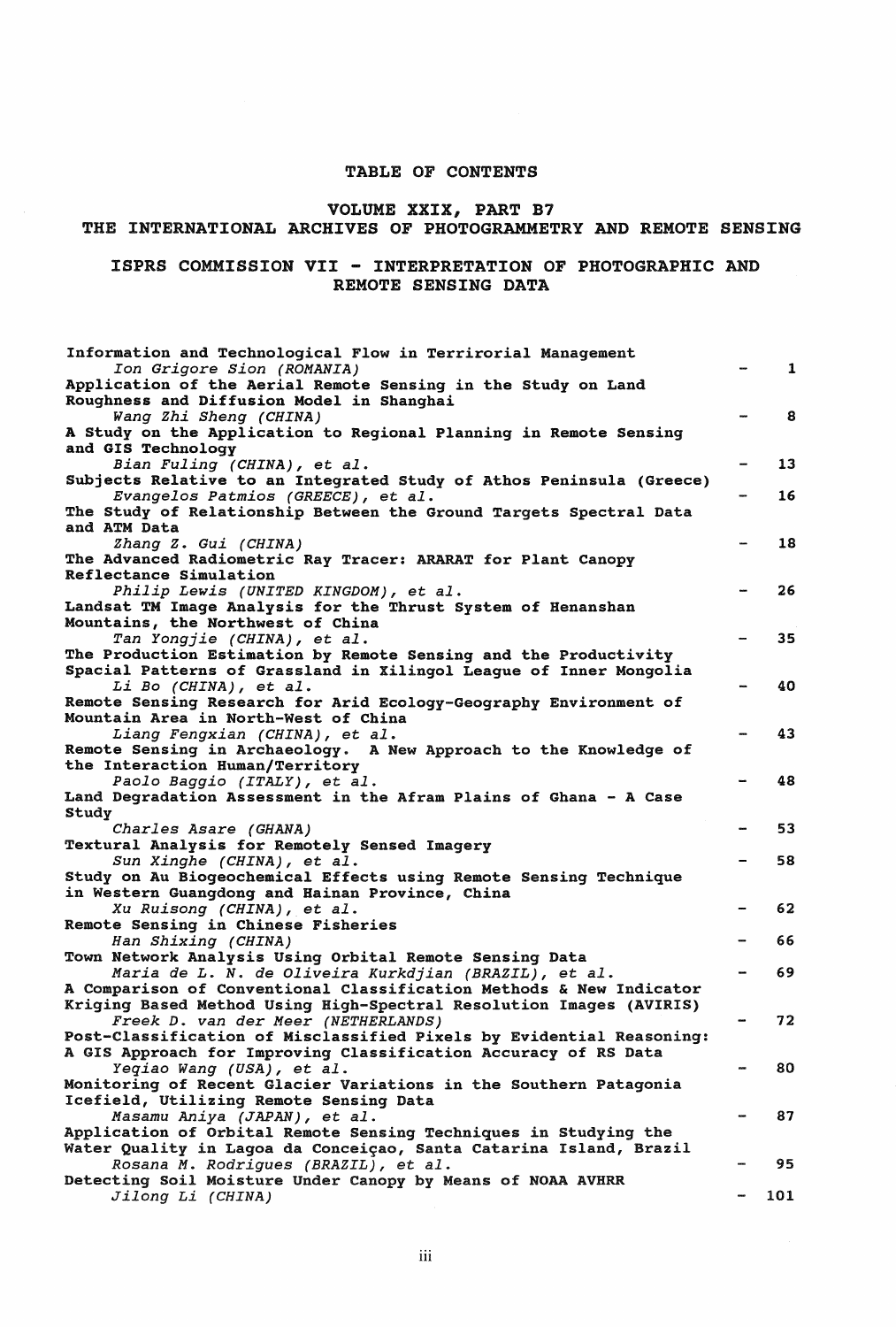# TABLE OF CONTENTS

## VOLUME XXIX, PART B7
## THE INTERNATIONAL ARCHIVES OF PHOTOGRAMMETRY AND REMOTE SENSING

## ISPRS COMMISSION VII - INTERPRETATION OF PHOTOGRAPHIC AND REMOTE SENSING DATA

**Information and Technological Flow in Terrirorial Management**
*Ion Grigore Sion (ROMANIA)* - 1

**Application of the Aerial Remote Sensing in the Study on Land Roughness and Diffusion Model in Shanghai**
*Wang Zhi Sheng (CHINA)* - 8

**A Study on the Application to Regional Planning in Remote Sensing and GIS Technology**
*Bian Fuling (CHINA), et al.* - 13

**Subjects Relative to an Integrated Study of Athos Peninsula (Greece)**
*Evangelos Patmios (GREECE), et al.* - 16

**The Study of Relationship Between the Ground Targets Spectral Data and ATM Data**
*Zhang Z. Gui (CHINA)* - 18

**The Advanced Radiometric Ray Tracer: ARARAT for Plant Canopy Reflectance Simulation**
*Philip Lewis (UNITED KINGDOM), et al.* - 26

**Landsat TM Image Analysis for the Thrust System of Henanshan Mountains, the Northwest of China**
*Tan Yongjie (CHINA), et al.* - 35

**The Production Estimation by Remote Sensing and the Productivity Spacial Patterns of Grassland in Xilingol League of Inner Mongolia**
*Li Bo (CHINA), et al.* - 40

**Remote Sensing Research for Arid Ecology-Geography Environment of Mountain Area in North-West of China**
*Liang Fengxian (CHINA), et al.* - 43

**Remote Sensing in Archaeology. A New Approach to the Knowledge of the Interaction Human/Territory**
*Paolo Baggio (ITALY), et al.* - 48

**Land Degradation Assessment in the Afram Plains of Ghana - A Case Study**
*Charles Asare (GHANA)* - 53

**Textural Analysis for Remotely Sensed Imagery**
*Sun Xinghe (CHINA), et al.* - 58

**Study on Au Biogeochemical Effects using Remote Sensing Technique in Western Guangdong and Hainan Province, China**
*Xu Ruisong (CHINA), et al.* - 62

**Remote Sensing in Chinese Fisheries**
*Han Shixing (CHINA)* - 66

**Town Network Analysis Using Orbital Remote Sensing Data**
*Maria de L. N. de Oliveira Kurkdjian (BRAZIL), et al.* - 69

**A Comparison of Conventional Classification Methods & New Indicator Kriging Based Method Using High-Spectral Resolution Images (AVIRIS)**
*Freek D. van der Meer (NETHERLANDS)* - 72

**Post-Classification of Misclassified Pixels by Evidential Reasoning: A GIS Approach for Improving Classification Accuracy of RS Data**
*Yeqiao Wang (USA), et al.* - 80

**Monitoring of Recent Glacier Variations in the Southern Patagonia Icefield, Utilizing Remote Sensing Data**
*Masamu Aniya (JAPAN), et al.* - 87

**Application of Orbital Remote Sensing Techniques in Studying the Water Quality in Lagoa da Conceiçao, Santa Catarina Island, Brazil**
*Rosana M. Rodrigues (BRAZIL), et al.* - 95

**Detecting Soil Moisture Under Canopy by Means of NOAA AVHRR**
*Jilong Li (CHINA)* - 101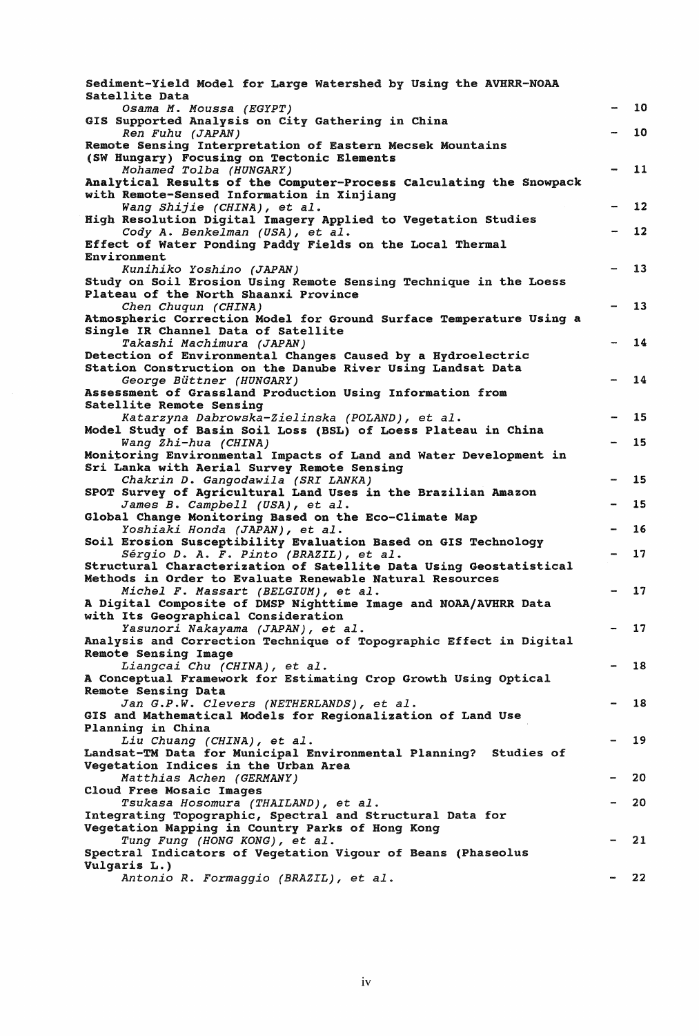**Sediment-Yield Model for Large Watershed by Using the AVHRR-NOAA Satellite Data**
*Osama M. Moussa (EGYPT)* — 10

**GIS Supported Analysis on City Gathering in China**
*Ren Fuhu (JAPAN)* — 10

**Remote Sensing Interpretation of Eastern Mecsek Mountains (SW Hungary) Focusing on Tectonic Elements**
*Mohamed Tolba (HUNGARY)* — 11

**Analytical Results of the Computer-Process Calculating the Snowpack with Remote-Sensed Information in Xinjiang**
*Wang Shijie (CHINA), et al.* — 12

**High Resolution Digital Imagery Applied to Vegetation Studies**
*Cody A. Benkelman (USA), et al.* — 12

**Effect of Water Ponding Paddy Fields on the Local Thermal Environment**
*Kunihiko Yoshino (JAPAN)* — 13

**Study on Soil Erosion Using Remote Sensing Technique in the Loess Plateau of the North Shaanxi Province**
*Chen Chuqun (CHINA)* — 13

**Atmospheric Correction Model for Ground Surface Temperature Using a Single IR Channel Data of Satellite**
*Takashi Machimura (JAPAN)* — 14

**Detection of Environmental Changes Caused by a Hydroelectric Station Construction on the Danube River Using Landsat Data**
*George Büttner (HUNGARY)* — 14

**Assessment of Grassland Production Using Information from Satellite Remote Sensing**
*Katarzyna Dabrowska-Zielinska (POLAND), et al.* — 15

**Model Study of Basin Soil Loss (BSL) of Loess Plateau in China**
*Wang Zhi-hua (CHINA)* — 15

**Monitoring Environmental Impacts of Land and Water Development in Sri Lanka with Aerial Survey Remote Sensing**
*Chakrin D. Gangodawila (SRI LANKA)* — 15

**SPOT Survey of Agricultural Land Uses in the Brazilian Amazon**
*James B. Campbell (USA), et al.* — 15

**Global Change Monitoring Based on the Eco-Climate Map**
*Yoshiaki Honda (JAPAN), et al.* — 16

**Soil Erosion Susceptibility Evaluation Based on GIS Technology**
*Sérgio D. A. F. Pinto (BRAZIL), et al.* — 17

**Structural Characterization of Satellite Data Using Geostatistical Methods in Order to Evaluate Renewable Natural Resources**
*Michel F. Massart (BELGIUM), et al.* — 17

**A Digital Composite of DMSP Nighttime Image and NOAA/AVHRR Data with Its Geographical Consideration**
*Yasunori Nakayama (JAPAN), et al.* — 17

**Analysis and Correction Technique of Topographic Effect in Digital Remote Sensing Image**
*Liangcai Chu (CHINA), et al.* — 18

**A Conceptual Framework for Estimating Crop Growth Using Optical Remote Sensing Data**
*Jan G.P.W. Clevers (NETHERLANDS), et al.* — 18

**GIS and Mathematical Models for Regionalization of Land Use Planning in China**
*Liu Chuang (CHINA), et al.* — 19

**Landsat-TM Data for Municipal Environmental Planning? Studies of Vegetation Indices in the Urban Area**
*Matthias Achen (GERMANY)* — 20

**Cloud Free Mosaic Images**
*Tsukasa Hosomura (THAILAND), et al.* — 20

**Integrating Topographic, Spectral and Structural Data for Vegetation Mapping in Country Parks of Hong Kong**
*Tung Fung (HONG KONG), et al.* — 21

**Spectral Indicators of Vegetation Vigour of Beans (Phaseolus Vulgaris L.)**
*Antonio R. Formaggio (BRAZIL), et al.* — 22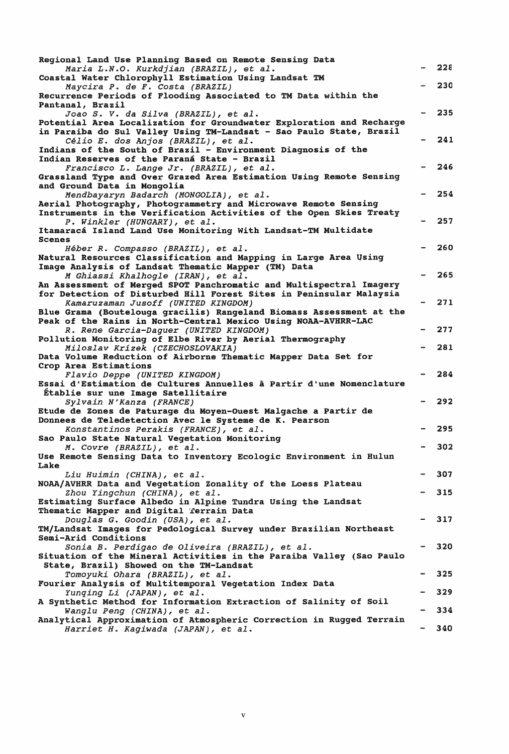Regional Land Use Planning Based on Remote Sensing Data
*Maria L.N.O. Kurkdjian (BRAZIL), et al.* - 228

Coastal Water Chlorophyll Estimation Using Landsat TM
*Maycira P. de F. Costa (BRAZIL)* - 230

Recurrence Periods of Flooding Associated to TM Data within the Pantanal, Brazil
*Joao S. V. da Silva (BRAZIL), et al.* - 235

Potential Area Localization for Groundwater Exploration and Recharge in Paraiba do Sul Valley Using TM-Landsat - Sao Paulo State, Brazil
*Célio E. dos Anjos (BRAZIL), et al.* - 241

Indians of the South of Brazil - Environment Diagnosis of the Indian Reserves of the Paraná State - Brazil
*Francisco L. Lange Jr. (BRAZIL), et al.* - 246

Grassland Type and Over Grazed Area Estimation Using Remote Sensing and Ground Data in Mongolia
*Mendbayaryn Badarch (MONGOLIA), et al.* - 254

Aerial Photography, Photogrammetry and Microwave Remote Sensing Instruments in the Verification Activities of the Open Skies Treaty
*P. Winkler (HUNGARY), et al.* - 257

Itamaracá Island Land Use Monitoring With Landsat-TM Multidate Scenes
*Héber R. Compasso (BRAZIL), et al.* - 260

Natural Resources Classification and Mapping in Large Area Using Image Analysis of Landsat Thematic Mapper (TM) Data
*M Ghiassi Khalhogle (IRAN), et al.* - 265

An Assessment of Merged SPOT Panchromatic and Multispectral Imagery for Detection of Disturbed Hill Forest Sites in Peninsular Malaysia
*Kamaruzaman Jusoff (UNITED KINGDOM)* - 271

Blue Grama (Boutelouga gracilis) Rangeland Biomass Assessment at the Peak of the Rains in North-Central Mexico Using NOAA-AVHRR-LAC
*R. Rene Garcia-Daguer (UNITED KINGDOM)* - 277

Pollution Monitoring of Elbe River by Aerial Thermography
*Miloslav Krízek (CZECHOSLOVAKIA)* - 281

Data Volume Reduction of Airborne Thematic Mapper Data Set for Crop Area Estimations
*Flavio Deppe (UNITED KINGDOM)* - 284

Essai d'Estimation de Cultures Annuelles à Partir d'une Nomenclature Établie sur une Image Satellitaire
*Sylvain N'Kanza (FRANCE)* - 292

Etude de Zones de Paturage du Moyen-Ouest Malgache a Partir de Donnees de Teledetection Avec le Systeme de K. Pearson
*Konstantinos Perakis (FRANCE), et al.* - 295

Sao Paulo State Natural Vegetation Monitoring
*M. Covre (BRAZIL), et al.* - 302

Use Remote Sensing Data to Inventory Ecologic Environment in Hulun Lake
*Liu Huimin (CHINA), et al.* - 307

NOAA/AVHRR Data and Vegetation Zonality of the Loess Plateau
*Zhou Yingchun (CHINA), et al.* - 315

Estimating Surface Albedo in Alpine Tundra Using the Landsat Thematic Mapper and Digital Terrain Data
*Douglas G. Goodin (USA), et al.* - 317

TM/Landsat Images for Pedological Survey under Brazilian Northeast Semi-Arid Conditions
*Sonia B. Perdigao de Oliveira (BRAZIL), et al.* - 320

Situation of the Mineral Activities in the Paraiba Valley (Sao Paulo State, Brazil) Showed on the TM-Landsat
*Tomoyuki Ohara (BRAZIL), et al.* - 325

Fourier Analysis of Multitemporal Vegetation Index Data
*Yunqing Li (JAPAN), et al.* - 329

A Synthetic Method for Information Extraction of Salinity of Soil
*Wanglu Peng (CHINA), et al.* - 334

Analytical Approximation of Atmospheric Correction in Rugged Terrain
*Harriet H. Kagiwada (JAPAN), et al.* - 340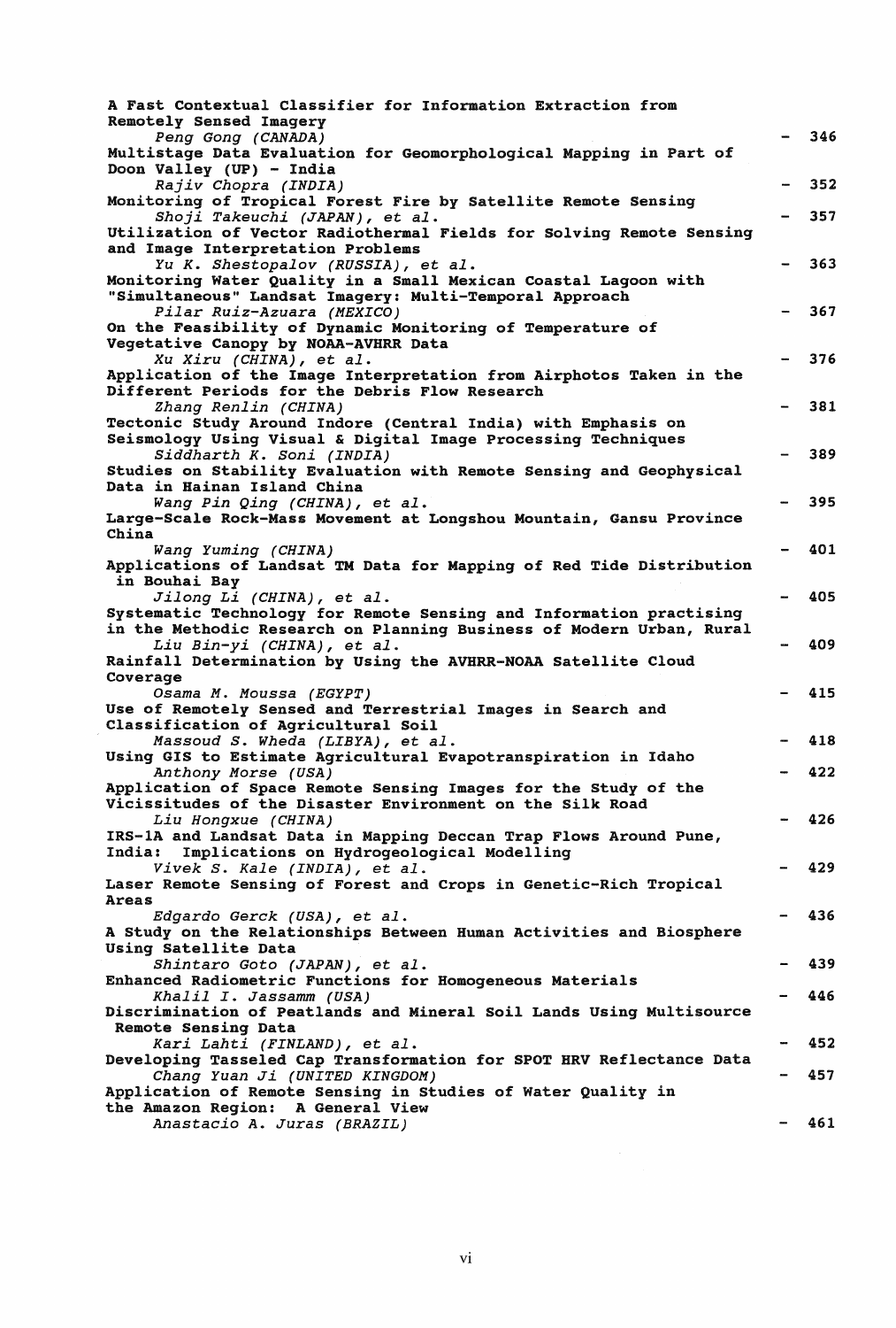**A Fast Contextual Classifier for Information Extraction from Remotely Sensed Imagery**
*Peng Gong (CANADA)* - 346

**Multistage Data Evaluation for Geomorphological Mapping in Part of Doon Valley (UP) - India**
*Rajiv Chopra (INDIA)* - 352

**Monitoring of Tropical Forest Fire by Satellite Remote Sensing**
*Shoji Takeuchi (JAPAN), et al.* - 357

**Utilization of Vector Radiothermal Fields for Solving Remote Sensing and Image Interpretation Problems**
*Yu K. Shestopalov (RUSSIA), et al.* - 363

**Monitoring Water Quality in a Small Mexican Coastal Lagoon with "Simultaneous" Landsat Imagery: Multi-Temporal Approach**
*Pilar Ruiz-Azuara (MEXICO)* - 367

**On the Feasibility of Dynamic Monitoring of Temperature of Vegetative Canopy by NOAA-AVHRR Data**
*Xu Xiru (CHINA), et al.* - 376

**Application of the Image Interpretation from Airphotos Taken in the Different Periods for the Debris Flow Research**
*Zhang Renlin (CHINA)* - 381

**Tectonic Study Around Indore (Central India) with Emphasis on Seismology Using Visual & Digital Image Processing Techniques**
*Siddharth K. Soni (INDIA)* - 389

**Studies on Stability Evaluation with Remote Sensing and Geophysical Data in Hainan Island China**
*Wang Pin Qing (CHINA), et al.* - 395

**Large-Scale Rock-Mass Movement at Longshou Mountain, Gansu Province China**
*Wang Yuming (CHINA)* - 401

**Applications of Landsat TM Data for Mapping of Red Tide Distribution in Bouhai Bay**
*Jilong Li (CHINA), et al.* - 405

**Systematic Technology for Remote Sensing and Information practising in the Methodic Research on Planning Business of Modern Urban, Rural**
*Liu Bin-yi (CHINA), et al.* - 409

**Rainfall Determination by Using the AVHRR-NOAA Satellite Cloud Coverage**
*Osama M. Moussa (EGYPT)* - 415

**Use of Remotely Sensed and Terrestrial Images in Search and Classification of Agricultural Soil**
*Massoud S. Wheda (LIBYA), et al.* - 418

**Using GIS to Estimate Agricultural Evapotranspiration in Idaho**
*Anthony Morse (USA)* - 422

**Application of Space Remote Sensing Images for the Study of the Vicissitudes of the Disaster Environment on the Silk Road**
*Liu Hongxue (CHINA)* - 426

**IRS-1A and Landsat Data in Mapping Deccan Trap Flows Around Pune, India: Implications on Hydrogeological Modelling**
*Vivek S. Kale (INDIA), et al.* - 429

**Laser Remote Sensing of Forest and Crops in Genetic-Rich Tropical Areas**
*Edgardo Gerck (USA), et al.* - 436

**A Study on the Relationships Between Human Activities and Biosphere Using Satellite Data**
*Shintaro Goto (JAPAN), et al.* - 439

**Enhanced Radiometric Functions for Homogeneous Materials**
*Khalil I. Jassamm (USA)* - 446

**Discrimination of Peatlands and Mineral Soil Lands Using Multisource Remote Sensing Data**
*Kari Lahti (FINLAND), et al.* - 452

**Developing Tasseled Cap Transformation for SPOT HRV Reflectance Data**
*Chang Yuan Ji (UNITED KINGDOM)* - 457

**Application of Remote Sensing in Studies of Water Quality in the Amazon Region: A General View**
*Anastacio A. Juras (BRAZIL)* - 461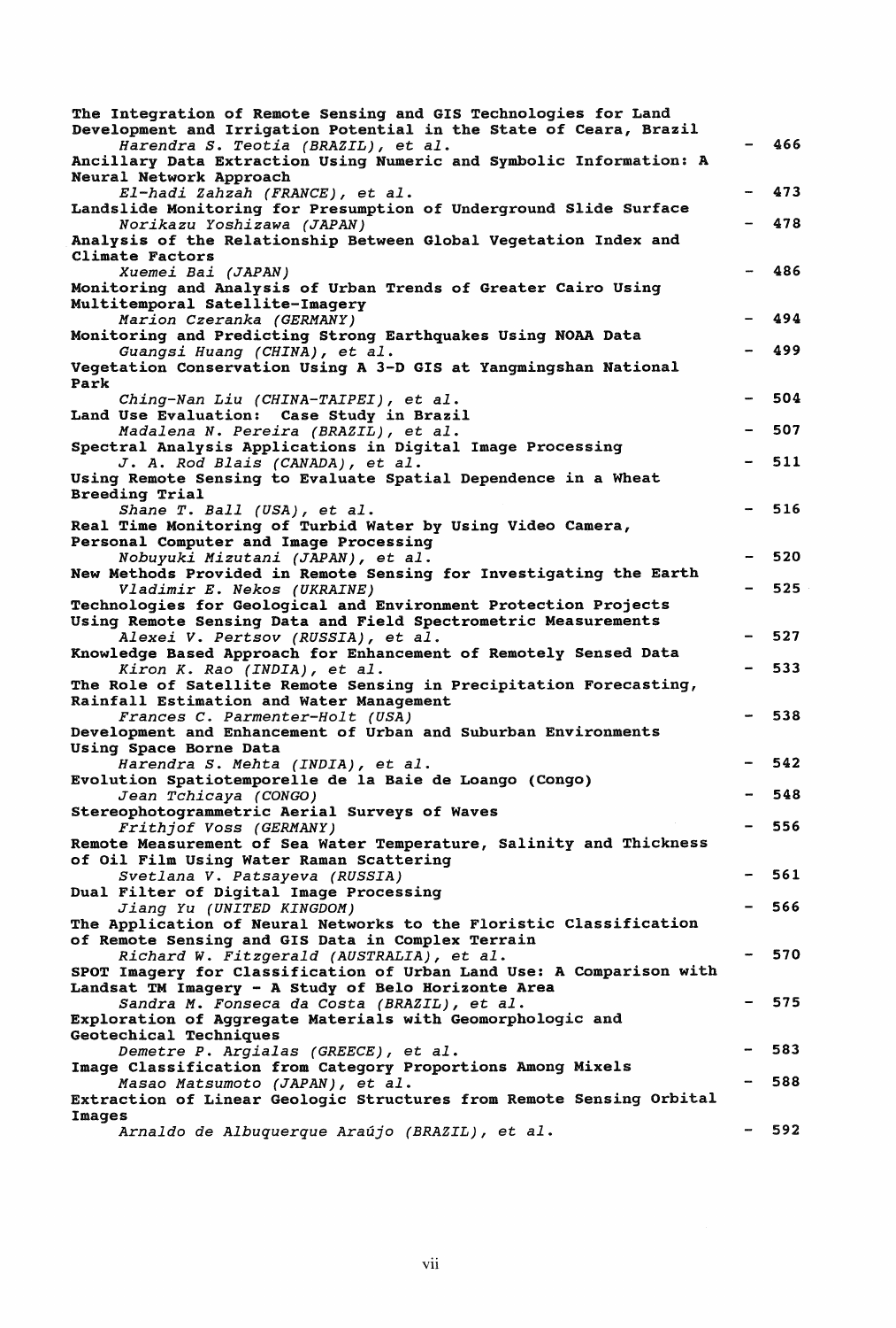**The Integration of Remote Sensing and GIS Technologies for Land Development and Irrigation Potential in the State of Ceara, Brazil**
*Harendra S. Teotia (BRAZIL), et al.* - 466

**Ancillary Data Extraction Using Numeric and Symbolic Information: A Neural Network Approach**
*El-hadi Zahzah (FRANCE), et al.* - 473

**Landslide Monitoring for Presumption of Underground Slide Surface**
*Norikazu Yoshizawa (JAPAN)* - 478

**Analysis of the Relationship Between Global Vegetation Index and Climate Factors**
*Xuemei Bai (JAPAN)* - 486

**Monitoring and Analysis of Urban Trends of Greater Cairo Using Multitemporal Satellite-Imagery**
*Marion Czeranka (GERMANY)* - 494

**Monitoring and Predicting Strong Earthquakes Using NOAA Data**
*Guangsi Huang (CHINA), et al.* - 499

**Vegetation Conservation Using A 3-D GIS at Yangmingshan National Park**
*Ching-Nan Liu (CHINA-TAIPEI), et al.* - 504

**Land Use Evaluation: Case Study in Brazil**
*Madalena N. Pereira (BRAZIL), et al.* - 507

**Spectral Analysis Applications in Digital Image Processing**
*J. A. Rod Blais (CANADA), et al.* - 511

**Using Remote Sensing to Evaluate Spatial Dependence in a Wheat Breeding Trial**
*Shane T. Ball (USA), et al.* - 516

**Real Time Monitoring of Turbid Water by Using Video Camera, Personal Computer and Image Processing**
*Nobuyuki Mizutani (JAPAN), et al.* - 520

**New Methods Provided in Remote Sensing for Investigating the Earth**
*Vladimir E. Nekos (UKRAINE)* - 525

**Technologies for Geological and Environment Protection Projects Using Remote Sensing Data and Field Spectrometric Measurements**
*Alexei V. Pertsov (RUSSIA), et al.* - 527

**Knowledge Based Approach for Enhancement of Remotely Sensed Data**
*Kiron K. Rao (INDIA), et al.* - 533

**The Role of Satellite Remote Sensing in Precipitation Forecasting, Rainfall Estimation and Water Management**
*Frances C. Parmenter-Holt (USA)* - 538

**Development and Enhancement of Urban and Suburban Environments Using Space Borne Data**
*Harendra S. Mehta (INDIA), et al.* - 542

**Evolution Spatiotemporelle de la Baie de Loango (Congo)**
*Jean Tchicaya (CONGO)* - 548

**Stereophotogrammetric Aerial Surveys of Waves**
*Frithjof Voss (GERMANY)* - 556

**Remote Measurement of Sea Water Temperature, Salinity and Thickness of Oil Film Using Water Raman Scattering**
*Svetlana V. Patsayeva (RUSSIA)* - 561

**Dual Filter of Digital Image Processing**
*Jiang Yu (UNITED KINGDOM)* - 566

**The Application of Neural Networks to the Floristic Classification of Remote Sensing and GIS Data in Complex Terrain**
*Richard W. Fitzgerald (AUSTRALIA), et al.* - 570

**SPOT Imagery for Classification of Urban Land Use: A Comparison with Landsat TM Imagery - A Study of Belo Horizonte Area**
*Sandra M. Fonseca da Costa (BRAZIL), et al.* - 575

**Exploration of Aggregate Materials with Geomorphologic and Geotechical Techniques**
*Demetre P. Argialas (GREECE), et al.* - 583

**Image Classification from Category Proportions Among Mixels**
*Masao Matsumoto (JAPAN), et al.* - 588

**Extraction of Linear Geologic Structures from Remote Sensing Orbital Images**
*Arnaldo de Albuquerque Araújo (BRAZIL), et al.* - 592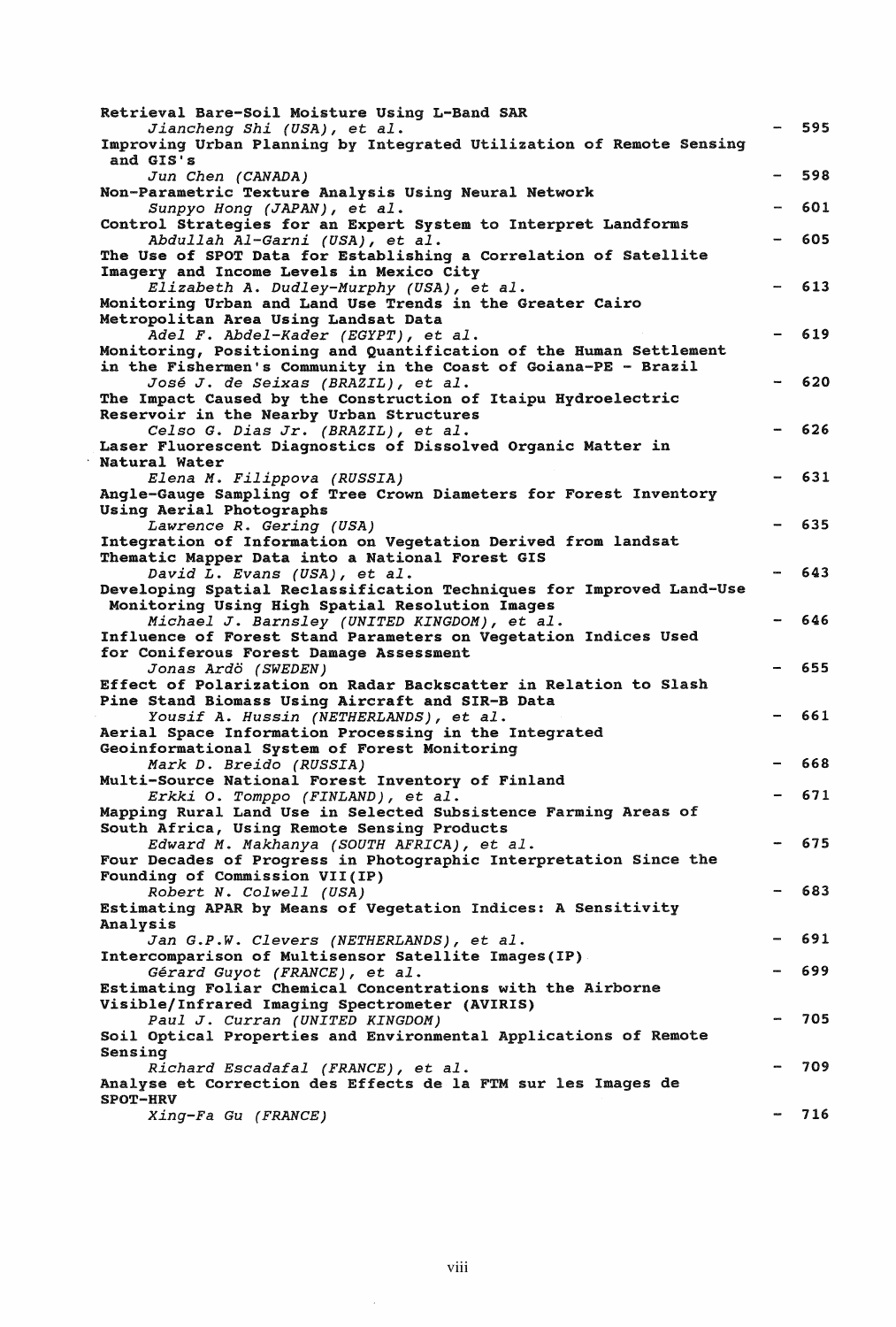**Retrieval Bare-Soil Moisture Using L-Band SAR**
*Jiancheng Shi (USA), et al.* - 595

**Improving Urban Planning by Integrated Utilization of Remote Sensing and GIS's**
*Jun Chen (CANADA)* - 598

**Non-Parametric Texture Analysis Using Neural Network**
*Sunpyo Hong (JAPAN), et al.* - 601

**Control Strategies for an Expert System to Interpret Landforms**
*Abdullah Al-Garni (USA), et al.* - 605

**The Use of SPOT Data for Establishing a Correlation of Satellite Imagery and Income Levels in Mexico City**
*Elizabeth A. Dudley-Murphy (USA), et al.* - 613

**Monitoring Urban and Land Use Trends in the Greater Cairo Metropolitan Area Using Landsat Data**
*Adel F. Abdel-Kader (EGYPT), et al.* - 619

**Monitoring, Positioning and Quantification of the Human Settlement in the Fishermen's Community in the Coast of Goiana-PE - Brazil**
*José J. de Seixas (BRAZIL), et al.* - 620

**The Impact Caused by the Construction of Itaipu Hydroelectric Reservoir in the Nearby Urban Structures**
*Celso G. Dias Jr. (BRAZIL), et al.* - 626

**Laser Fluorescent Diagnostics of Dissolved Organic Matter in Natural Water**
*Elena M. Filippova (RUSSIA)* - 631

**Angle-Gauge Sampling of Tree Crown Diameters for Forest Inventory Using Aerial Photographs**
*Lawrence R. Gering (USA)* - 635

**Integration of Information on Vegetation Derived from landsat Thematic Mapper Data into a National Forest GIS**
*David L. Evans (USA), et al.* - 643

**Developing Spatial Reclassification Techniques for Improved Land-Use Monitoring Using High Spatial Resolution Images**
*Michael J. Barnsley (UNITED KINGDOM), et al.* - 646

**Influence of Forest Stand Parameters on Vegetation Indices Used for Coniferous Forest Damage Assessment**
*Jonas Ardö (SWEDEN)* - 655

**Effect of Polarization on Radar Backscatter in Relation to Slash Pine Stand Biomass Using Aircraft and SIR-B Data**
*Yousif A. Hussin (NETHERLANDS), et al.* - 661

**Aerial Space Information Processing in the Integrated Geoinformational System of Forest Monitoring**
*Mark D. Breido (RUSSIA)* - 668

**Multi-Source National Forest Inventory of Finland**
*Erkki O. Tomppo (FINLAND), et al.* - 671

**Mapping Rural Land Use in Selected Subsistence Farming Areas of South Africa, Using Remote Sensing Products**
*Edward M. Makhanya (SOUTH AFRICA), et al.* - 675

**Four Decades of Progress in Photographic Interpretation Since the Founding of Commission VII(IP)**
*Robert N. Colwell (USA)* - 683

**Estimating APAR by Means of Vegetation Indices: A Sensitivity Analysis**
*Jan G.P.W. Clevers (NETHERLANDS), et al.* - 691

**Intercomparison of Multisensor Satellite Images(IP)**
*Gérard Guyot (FRANCE), et al.* - 699

**Estimating Foliar Chemical Concentrations with the Airborne Visible/Infrared Imaging Spectrometer (AVIRIS)**
*Paul J. Curran (UNITED KINGDOM)* - 705

**Soil Optical Properties and Environmental Applications of Remote Sensing**
*Richard Escadafal (FRANCE), et al.* - 709

**Analyse et Correction des Effects de la FTM sur les Images de SPOT-HRV**
*Xing-Fa Gu (FRANCE)* - 716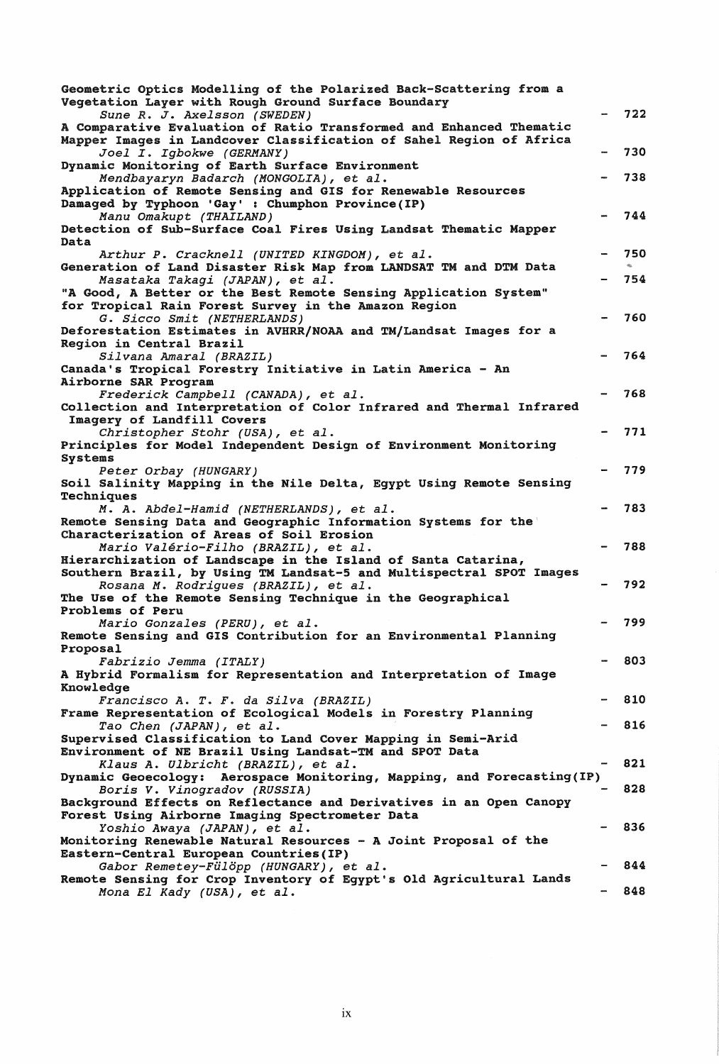Geometric Optics Modelling of the Polarized Back-Scattering from a Vegetation Layer with Rough Ground Surface Boundary
*Sune R. J. Axelsson (SWEDEN)* - 722

A Comparative Evaluation of Ratio Transformed and Enhanced Thematic Mapper Images in Landcover Classification of Sahel Region of Africa
*Joel I. Igbokwe (GERMANY)* - 730

Dynamic Monitoring of Earth Surface Environment
*Mendbayaryn Badarch (MONGOLIA), et al.* - 738

Application of Remote Sensing and GIS for Renewable Resources Damaged by Typhoon 'Gay' : Chumphon Province(IP)
*Manu Omakupt (THAILAND)* - 744

Detection of Sub-Surface Coal Fires Using Landsat Thematic Mapper Data
*Arthur P. Cracknell (UNITED KINGDOM), et al.* - 750

Generation of Land Disaster Risk Map from LANDSAT TM and DTM Data
*Masataka Takagi (JAPAN), et al.* - 754

"A Good, A Better or the Best Remote Sensing Application System" for Tropical Rain Forest Survey in the Amazon Region
*G. Sicco Smit (NETHERLANDS)* - 760

Deforestation Estimates in AVHRR/NOAA and TM/Landsat Images for a Region in Central Brazil
*Silvana Amaral (BRAZIL)* - 764

Canada's Tropical Forestry Initiative in Latin America - An Airborne SAR Program
*Frederick Campbell (CANADA), et al.* - 768

Collection and Interpretation of Color Infrared and Thermal Infrared Imagery of Landfill Covers
*Christopher Stohr (USA), et al.* - 771

Principles for Model Independent Design of Environment Monitoring Systems
*Peter Orbay (HUNGARY)* - 779

Soil Salinity Mapping in the Nile Delta, Egypt Using Remote Sensing Techniques
*M. A. Abdel-Hamid (NETHERLANDS), et al.* - 783

Remote Sensing Data and Geographic Information Systems for the Characterization of Areas of Soil Erosion
*Mario Valério-Filho (BRAZIL), et al.* - 788

Hierarchization of Landscape in the Island of Santa Catarina, Southern Brazil, by Using TM Landsat-5 and Multispectral SPOT Images
*Rosana M. Rodrigues (BRAZIL), et al.* - 792

The Use of the Remote Sensing Technique in the Geographical Problems of Peru
*Mario Gonzales (PERU), et al.* - 799

Remote Sensing and GIS Contribution for an Environmental Planning Proposal
*Fabrizio Jemma (ITALY)* - 803

A Hybrid Formalism for Representation and Interpretation of Image Knowledge
*Francisco A. T. F. da Silva (BRAZIL)* - 810

Frame Representation of Ecological Models in Forestry Planning
*Tao Chen (JAPAN), et al.* - 816

Supervised Classification to Land Cover Mapping in Semi-Arid Environment of NE Brazil Using Landsat-TM and SPOT Data
*Klaus A. Ulbricht (BRAZIL), et al.* - 821

Dynamic Geoecology: Aerospace Monitoring, Mapping, and Forecasting(IP)
*Boris V. Vinogradov (RUSSIA)* - 828

Background Effects on Reflectance and Derivatives in an Open Canopy Forest Using Airborne Imaging Spectrometer Data
*Yoshio Awaya (JAPAN), et al.* - 836

Monitoring Renewable Natural Resources - A Joint Proposal of the Eastern-Central European Countries(IP)
*Gabor Remetey-Fülöpp (HUNGARY), et al.* - 844

Remote Sensing for Crop Inventory of Egypt's Old Agricultural Lands
*Mona El Kady (USA), et al.* - 848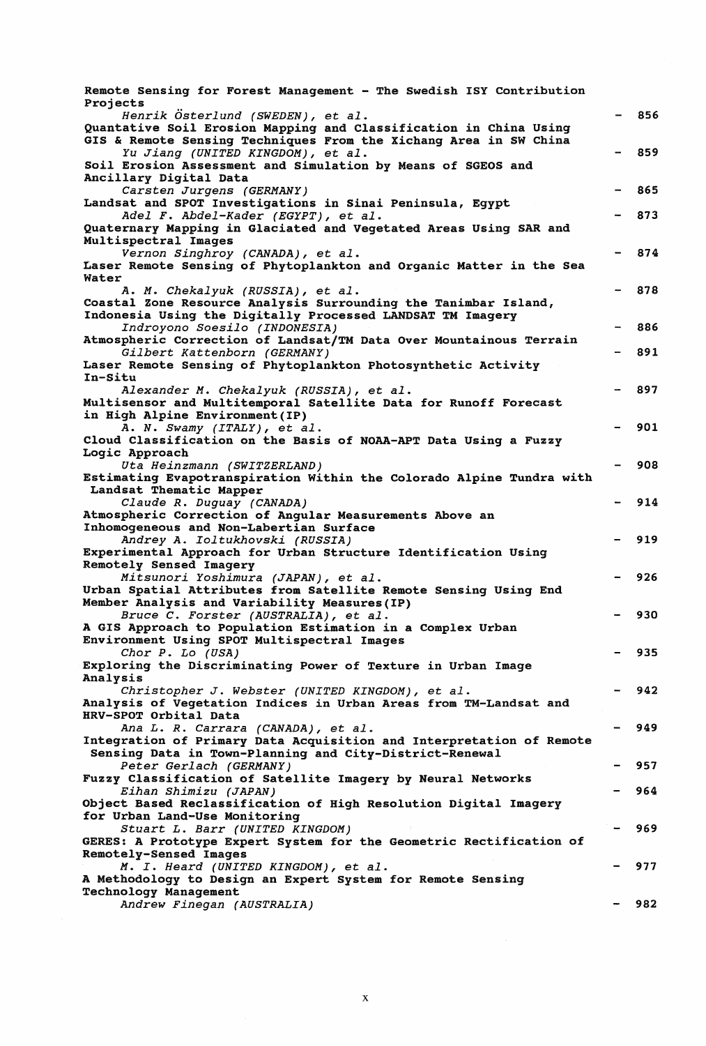**Remote Sensing for Forest Management - The Swedish ISY Contribution Projects**
*Henrik Österlund (SWEDEN), et al.* - 856

**Quantative Soil Erosion Mapping and Classification in China Using GIS & Remote Sensing Techniques From the Xichang Area in SW China**
*Yu Jiang (UNITED KINGDOM), et al.* - 859

**Soil Erosion Assessment and Simulation by Means of SGEOS and Ancillary Digital Data**
*Carsten Jurgens (GERMANY)* - 865

**Landsat and SPOT Investigations in Sinai Peninsula, Egypt**
*Adel F. Abdel-Kader (EGYPT), et al.* - 873

**Quaternary Mapping in Glaciated and Vegetated Areas Using SAR and Multispectral Images**
*Vernon Singhroy (CANADA), et al.* - 874

**Laser Remote Sensing of Phytoplankton and Organic Matter in the Sea Water**
*A. M. Chekalyuk (RUSSIA), et al.* - 878

**Coastal Zone Resource Analysis Surrounding the Tanimbar Island, Indonesia Using the Digitally Processed LANDSAT TM Imagery**
*Indroyono Soesilo (INDONESIA)* - 886

**Atmospheric Correction of Landsat/TM Data Over Mountainous Terrain**
*Gilbert Kattenborn (GERMANY)* - 891

**Laser Remote Sensing of Phytoplankton Photosynthetic Activity In-Situ**
*Alexander M. Chekalyuk (RUSSIA), et al.* - 897

**Multisensor and Multitemporal Satellite Data for Runoff Forecast in High Alpine Environment(IP)**
*A. N. Swamy (ITALY), et al.* - 901

**Cloud Classification on the Basis of NOAA-APT Data Using a Fuzzy Logic Approach**
*Uta Heinzmann (SWITZERLAND)* - 908

**Estimating Evapotranspiration Within the Colorado Alpine Tundra with Landsat Thematic Mapper**
*Claude R. Duguay (CANADA)* - 914

**Atmospheric Correction of Angular Measurements Above an Inhomogeneous and Non-Labertian Surface**
*Andrey A. Ioltukhovski (RUSSIA)* - 919

**Experimental Approach for Urban Structure Identification Using Remotely Sensed Imagery**
*Mitsunori Yoshimura (JAPAN), et al.* - 926

**Urban Spatial Attributes from Satellite Remote Sensing Using End Member Analysis and Variability Measures(IP)**
*Bruce C. Forster (AUSTRALIA), et al.* - 930

**A GIS Approach to Population Estimation in a Complex Urban Environment Using SPOT Multispectral Images**
*Chor P. Lo (USA)* - 935

**Exploring the Discriminating Power of Texture in Urban Image Analysis**
*Christopher J. Webster (UNITED KINGDOM), et al.* - 942

**Analysis of Vegetation Indices in Urban Areas from TM-Landsat and HRV-SPOT Orbital Data**
*Ana L. R. Carrara (CANADA), et al.* - 949

**Integration of Primary Data Acquisition and Interpretation of Remote Sensing Data in Town-Planning and City-District-Renewal**
*Peter Gerlach (GERMANY)* - 957

**Fuzzy Classification of Satellite Imagery by Neural Networks**
*Eihan Shimizu (JAPAN)* - 964

**Object Based Reclassification of High Resolution Digital Imagery for Urban Land-Use Monitoring**
*Stuart L. Barr (UNITED KINGDOM)* - 969

**GERES: A Prototype Expert System for the Geometric Rectification of Remotely-Sensed Images**
*M. I. Heard (UNITED KINGDOM), et al.* - 977

**A Methodology to Design an Expert System for Remote Sensing Technology Management**
*Andrew Finegan (AUSTRALIA)* - 982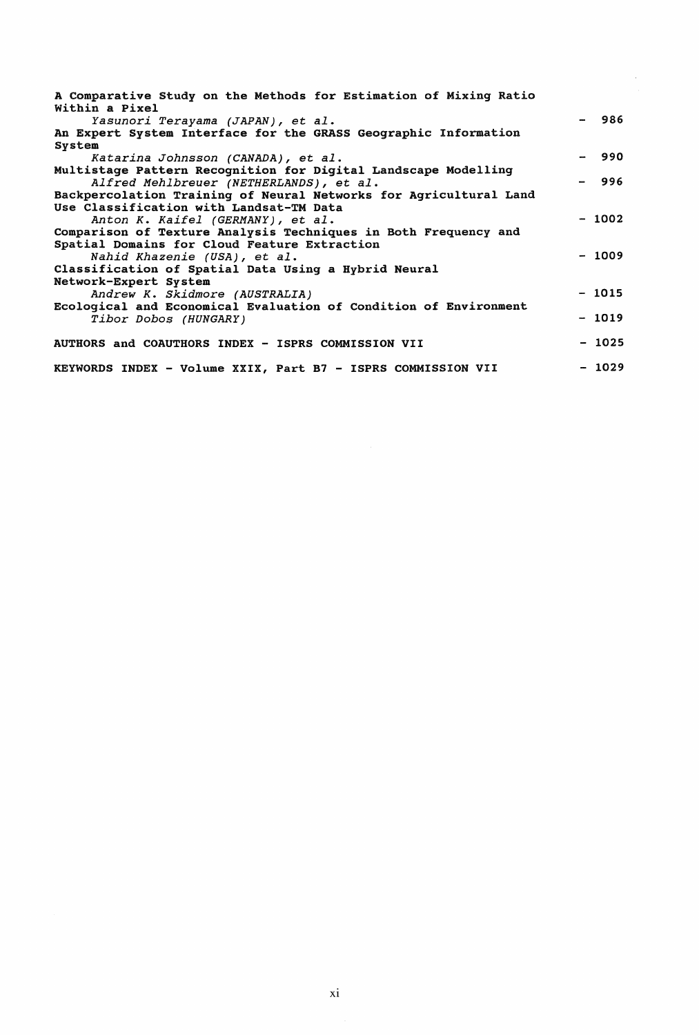**A Comparative Study on the Methods for Estimation of Mixing Ratio Within a Pixel**
*Yasunori Terayama (JAPAN), et al.* - 986

**An Expert System Interface for the GRASS Geographic Information System**
*Katarina Johnsson (CANADA), et al.* - 990

**Multistage Pattern Recognition for Digital Landscape Modelling**
*Alfred Mehlbreuer (NETHERLANDS), et al.* - 996

**Backpercolation Training of Neural Networks for Agricultural Land Use Classification with Landsat-TM Data**
*Anton K. Kaifel (GERMANY), et al.* - 1002

**Comparison of Texture Analysis Techniques in Both Frequency and Spatial Domains for Cloud Feature Extraction**
*Nahid Khazenie (USA), et al.* - 1009

**Classification of Spatial Data Using a Hybrid Neural Network-Expert System**
*Andrew K. Skidmore (AUSTRALIA)* - 1015

**Ecological and Economical Evaluation of Condition of Environment**
*Tibor Dobos (HUNGARY)* - 1019

**AUTHORS and COAUTHORS INDEX - ISPRS COMMISSION VII** - 1025

**KEYWORDS INDEX - Volume XXIX, Part B7 - ISPRS COMMISSION VII** - 1029